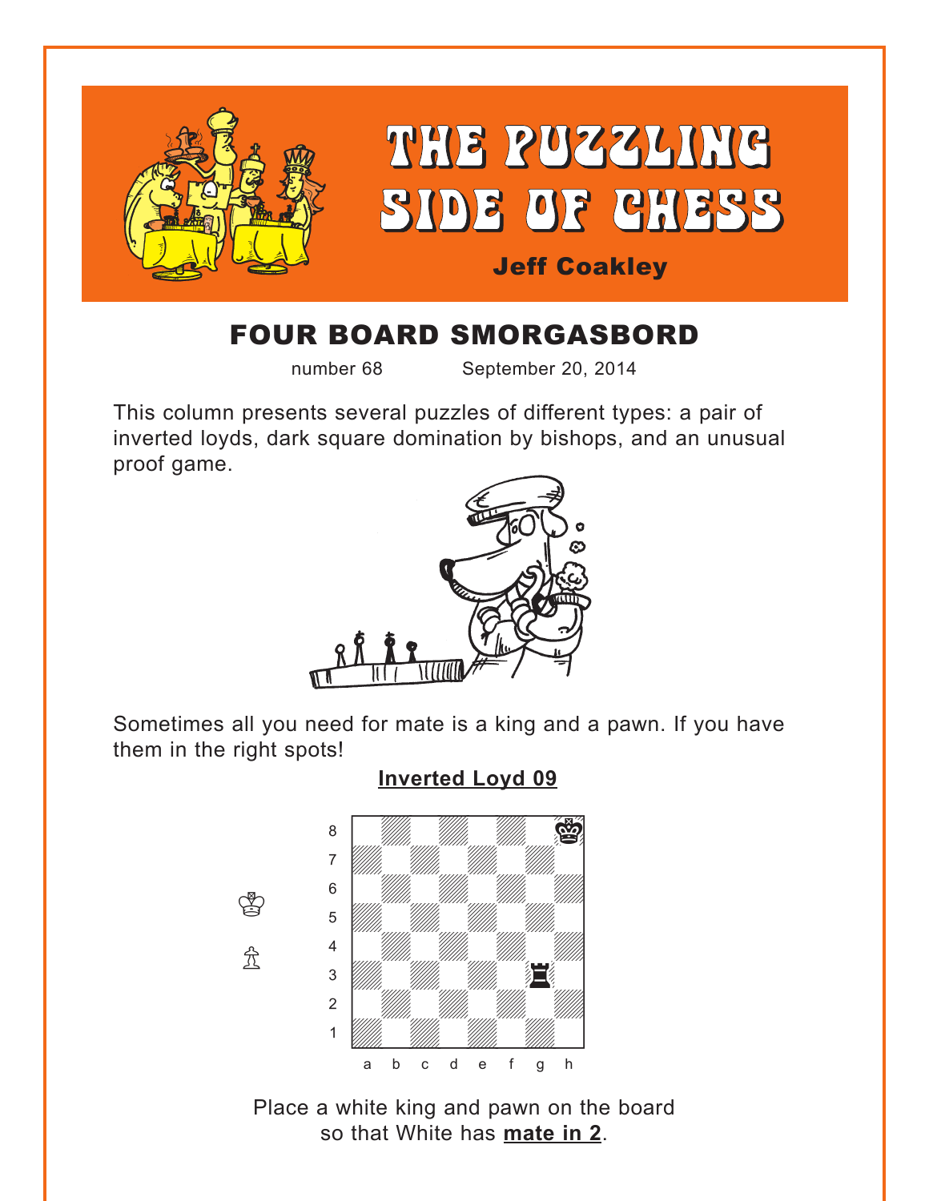# THE PUZZLING SIDE OF CHESS

**Jeff Coakley**

## FOUR BOARD SMORGASBORD

number 68 September 20, 2014

This column presents several puzzles of different types: a pair of inverted loyds, dark square domination by bishops, and an unusual proof game.

Sometimes all you need for mate is a king and a pawn. If you have them in the right spots!

**Inverted Loyd 09**

Place a white king and pawn on the board so that White has **mate in 2**.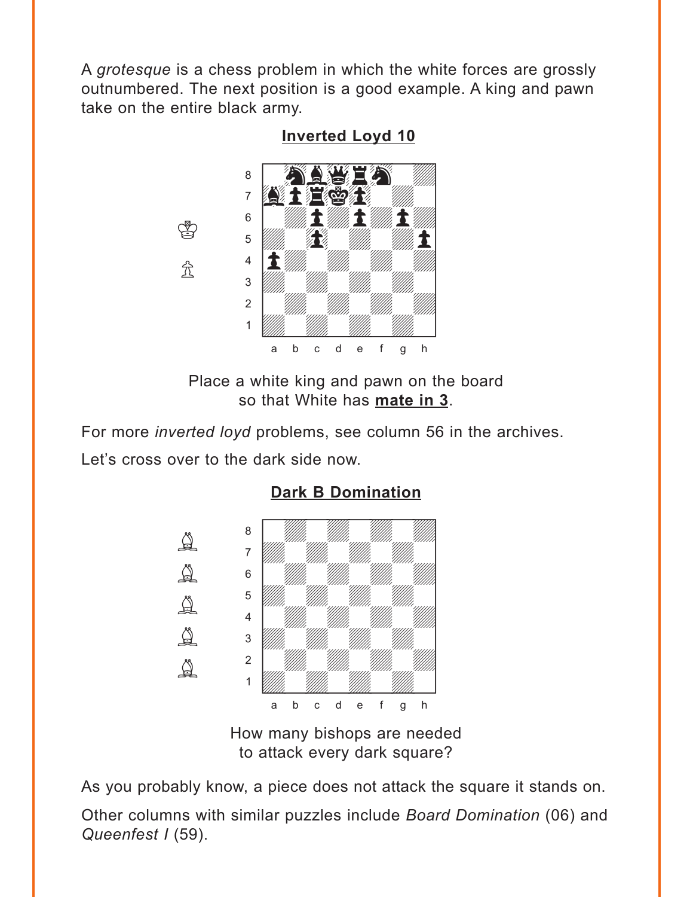A *grotesque* is a chess problem in which the white forces are grossly outnumbered. The next position is a good example. A king and pawn take on the entire black army.

**Inverted Loyd 10**

Place a white king and pawn on the board so that White has **mate in 3**.

For more *inverted loyd* problems, see column 56 in the archives.

Let's cross over to the dark side now.

**Dark B Domination**

How many bishops are needed to attack every dark square?

As you probably know, a piece does not attack the square it stands on.

Other columns with similar puzzles include *Board Domination* (06) and *Queenfest I* (59).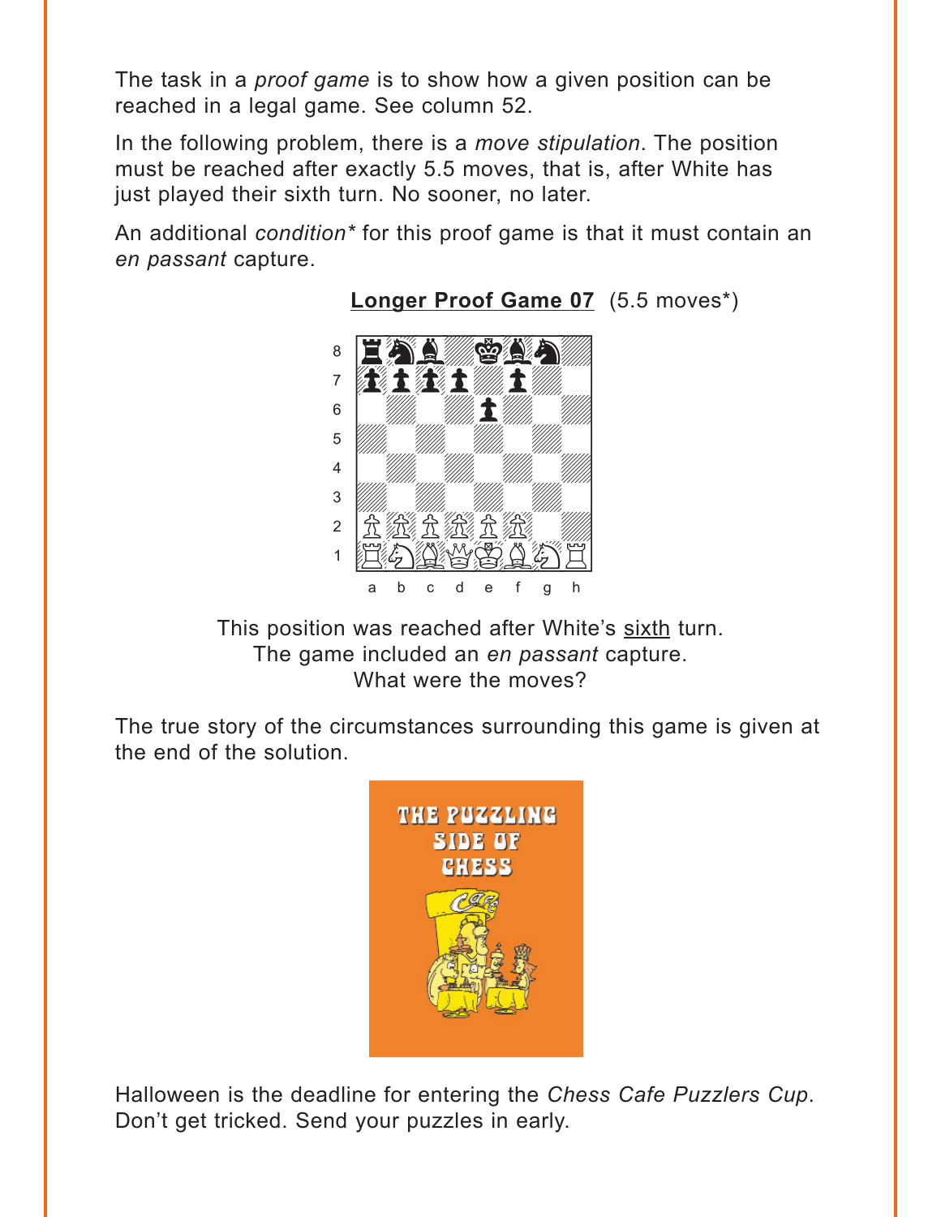The task in a *proof game* is to show how a given position can be reached in a legal game. See column 52.

In the following problem, there is a *move stipulation*. The position must be reached after exactly 5.5 moves, that is, after White has just played their sixth turn. No sooner, no later.

An additional *condition** for this proof game is that it must contain an *en passant* capture.

**Longer Proof Game 07** (5.5 moves*)

This position was reached after White's sixth turn.
The game included an *en passant* capture.
What were the moves?

The true story of the circumstances surrounding this game is given at the end of the solution.

Halloween is the deadline for entering the *Chess Cafe Puzzlers Cup*. Don't get tricked. Send your puzzles in early.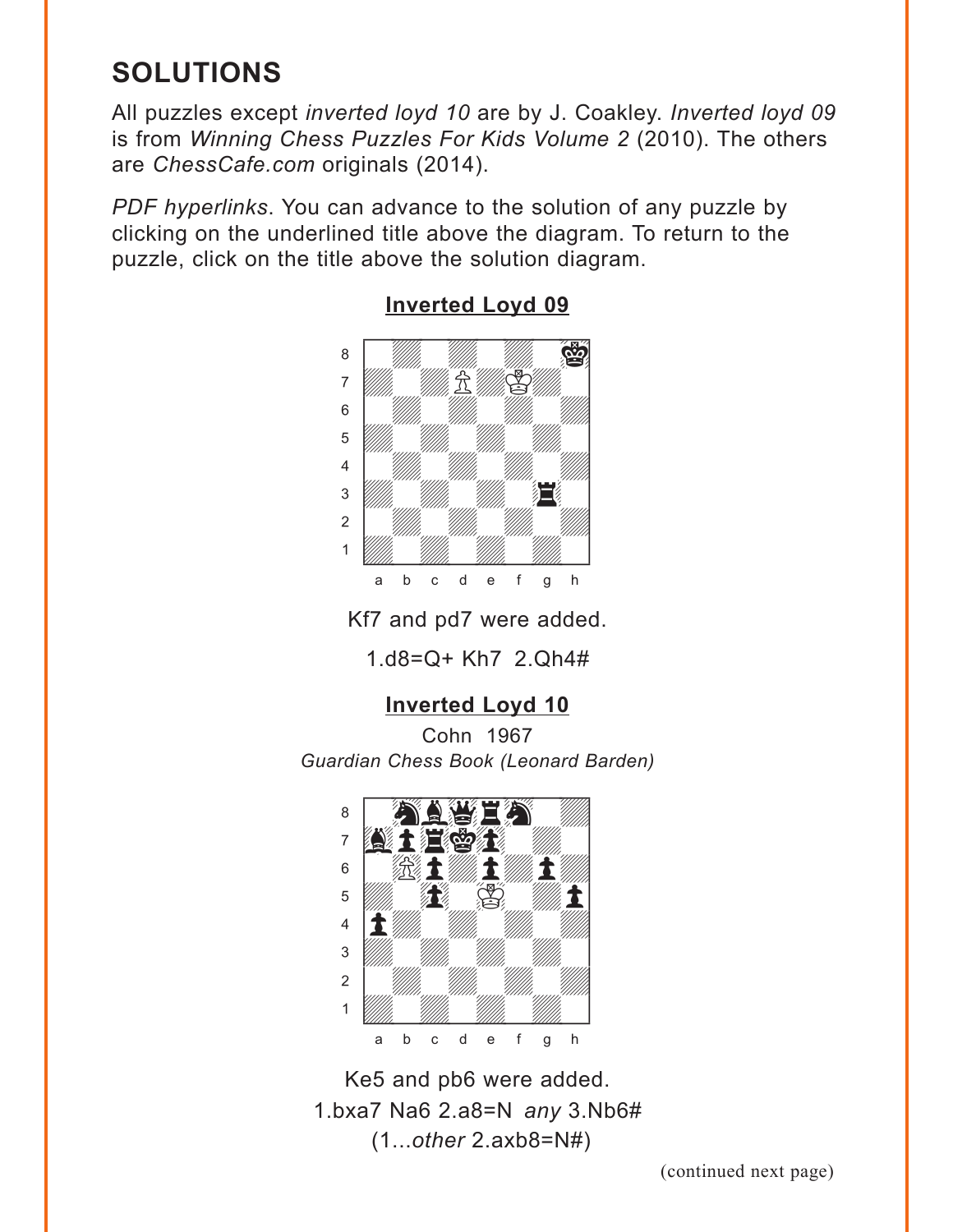## SOLUTIONS

All puzzles except *inverted loyd 10* are by J. Coakley. *Inverted loyd 09* is from *Winning Chess Puzzles For Kids Volume 2* (2010). The others are *ChessCafe.com* originals (2014).

*PDF hyperlinks*. You can advance to the solution of any puzzle by clicking on the underlined title above the diagram. To return to the puzzle, click on the title above the solution diagram.

### Inverted Loyd 09

Kf7 and pd7 were added.

1.d8=Q+ Kh7 2.Qh4#

### Inverted Loyd 10

Cohn 1967

*Guardian Chess Book (Leonard Barden)*

Ke5 and pb6 were added.

1.bxa7 Na6 2.a8=N *any* 3.Nb6#

(1...*other* 2.axb8=N#)

(continued next page)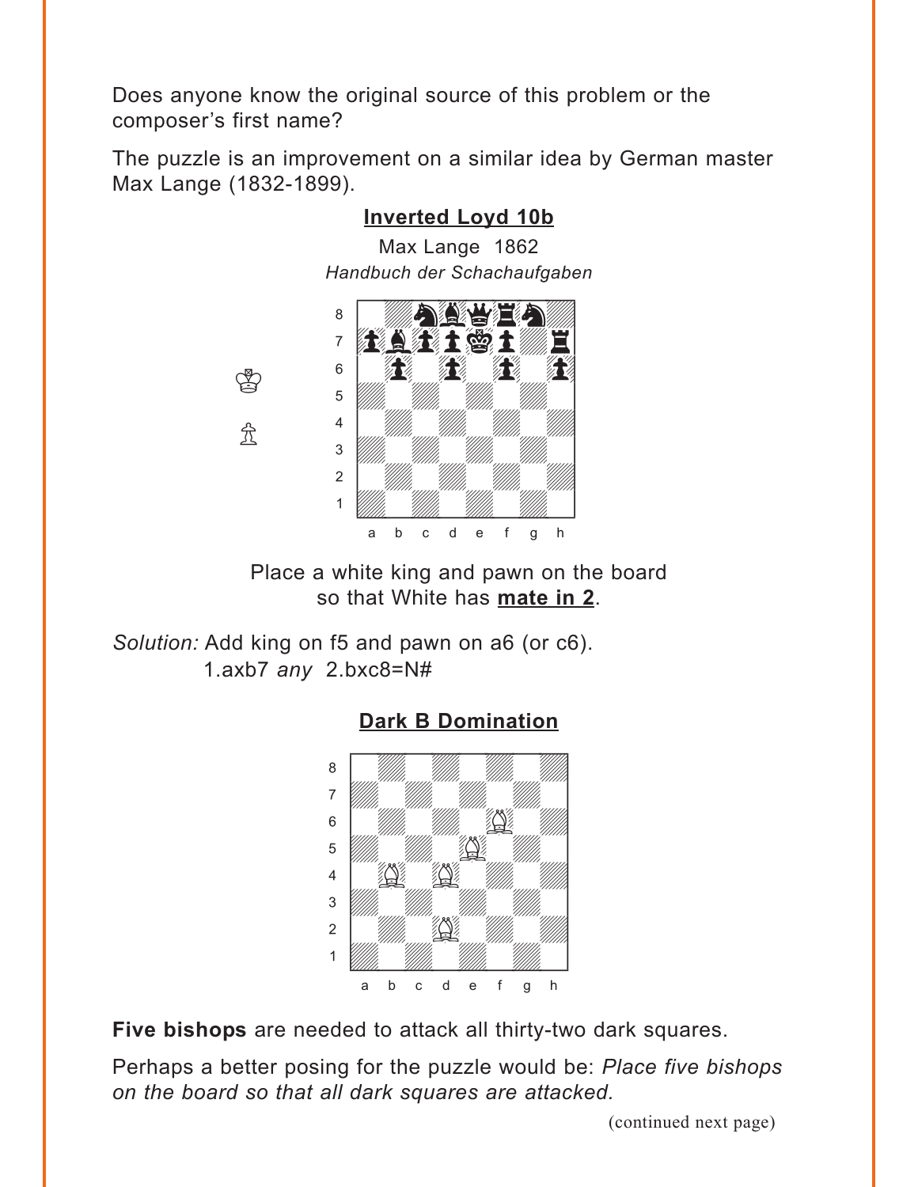Does anyone know the original source of this problem or the composer's first name?

The puzzle is an improvement on a similar idea by German master Max Lange (1832-1899).

**Inverted Loyd 10b**

Max Lange 1862
*Handbuch der Schachaufgaben*

Place a white king and pawn on the board so that White has **mate in 2**.

*Solution:* Add king on f5 and pawn on a6 (or c6).
1.axb7 *any* 2.bxc8=N#

**Dark B Domination**

**Five bishops** are needed to attack all thirty-two dark squares.

Perhaps a better posing for the puzzle would be: *Place five bishops on the board so that all dark squares are attacked.*

(continued next page)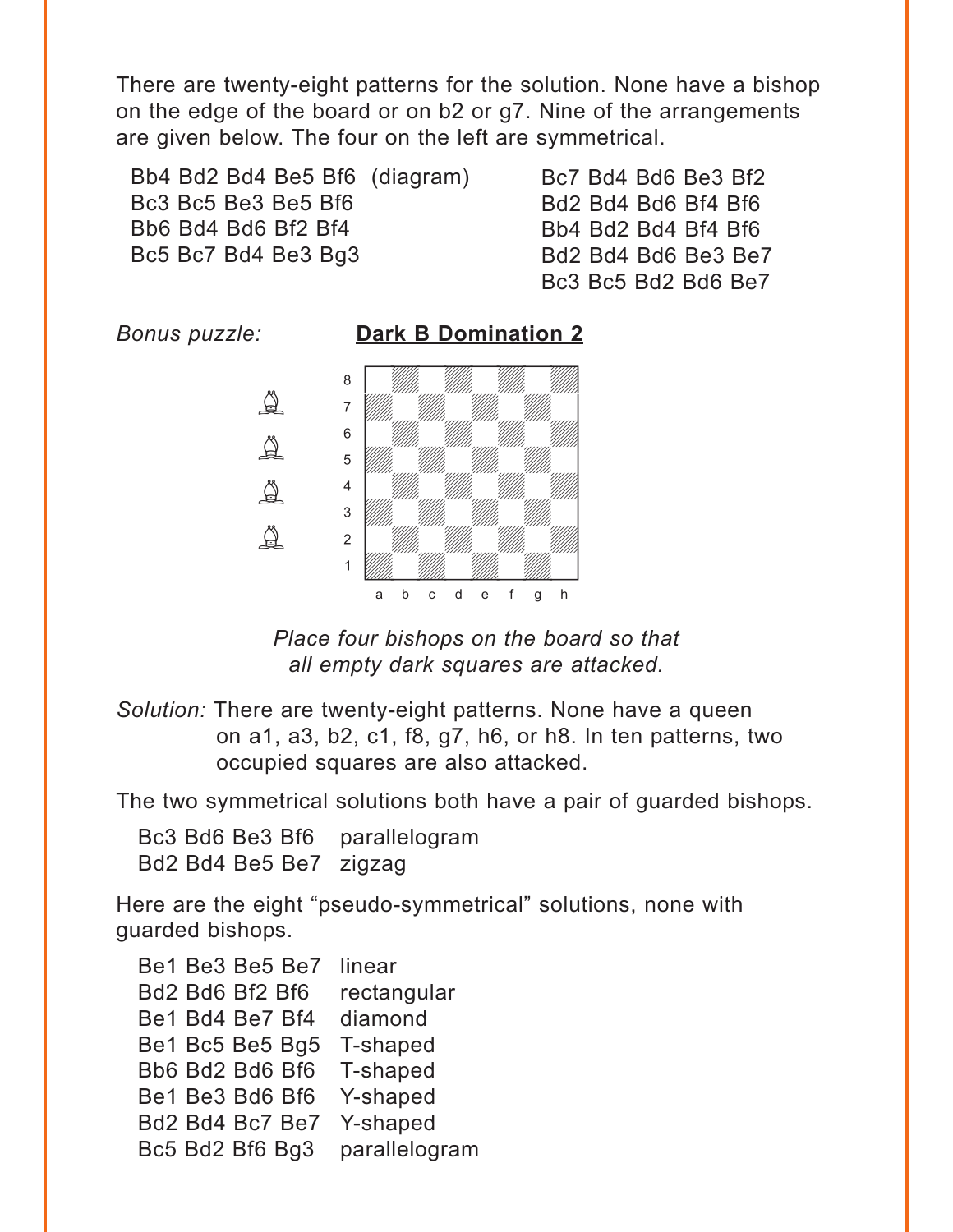There are twenty-eight patterns for the solution. None have a bishop on the edge of the board or on b2 or g7. Nine of the arrangements are given below. The four on the left are symmetrical.

Bb4 Bd2 Bd4 Be5 Bf6 (diagram)
Bc3 Bc5 Be3 Be5 Bf6
Bb6 Bd4 Bd6 Bf2 Bf4
Bc5 Bc7 Bd4 Be3 Bg3

Bc7 Bd4 Bd6 Be3 Bf2
Bd2 Bd4 Bd6 Bf4 Bf6
Bb4 Bd2 Bd4 Bf4 Bf6
Bd2 Bd4 Bd6 Be3 Be7
Bc3 Bc5 Bd2 Bd6 Be7

*Bonus puzzle:* **Dark B Domination 2**

*Place four bishops on the board so that all empty dark squares are attacked.*

*Solution:* There are twenty-eight patterns. None have a queen on a1, a3, b2, c1, f8, g7, h6, or h8. In ten patterns, two occupied squares are also attacked.

The two symmetrical solutions both have a pair of guarded bishops.

Bc3 Bd6 Be3 Bf6 parallelogram
Bd2 Bd4 Be5 Be7 zigzag

Here are the eight "pseudo-symmetrical" solutions, none with guarded bishops.

Be1 Be3 Be5 Be7 linear
Bd2 Bd6 Bf2 Bf6 rectangular
Be1 Bd4 Be7 Bf4 diamond
Be1 Bc5 Be5 Bg5 T-shaped
Bb6 Bd2 Bd6 Bf6 T-shaped
Be1 Be3 Bd6 Bf6 Y-shaped
Bd2 Bd4 Bc7 Be7 Y-shaped
Bc5 Bd2 Bf6 Bg3 parallelogram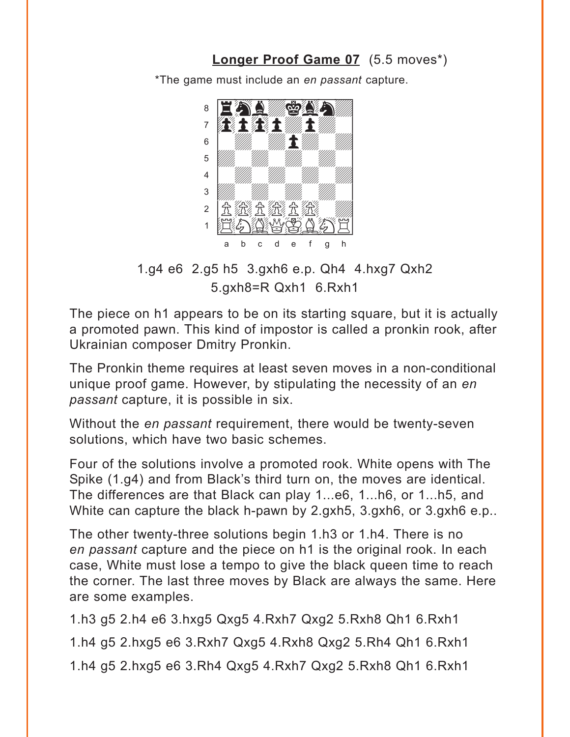## Longer Proof Game 07 (5.5 moves*)

*The game must include an *en passant* capture.

1.g4 e6 2.g5 h5 3.gxh6 e.p. Qh4 4.hxg7 Qxh2 5.gxh8=R Qxh1 6.Rxh1

The piece on h1 appears to be on its starting square, but it is actually a promoted pawn. This kind of impostor is called a pronkin rook, after Ukrainian composer Dmitry Pronkin.

The Pronkin theme requires at least seven moves in a non-conditional unique proof game. However, by stipulating the necessity of an *en passant* capture, it is possible in six.

Without the *en passant* requirement, there would be twenty-seven solutions, which have two basic schemes.

Four of the solutions involve a promoted rook. White opens with The Spike (1.g4) and from Black's third turn on, the moves are identical. The differences are that Black can play 1...e6, 1...h6, or 1...h5, and White can capture the black h-pawn by 2.gxh5, 3.gxh6, or 3.gxh6 e.p..

The other twenty-three solutions begin 1.h3 or 1.h4. There is no *en passant* capture and the piece on h1 is the original rook. In each case, White must lose a tempo to give the black queen time to reach the corner. The last three moves by Black are always the same. Here are some examples.

1.h3 g5 2.h4 e6 3.hxg5 Qxg5 4.Rxh7 Qxg2 5.Rxh8 Qh1 6.Rxh1

1.h4 g5 2.hxg5 e6 3.Rxh7 Qxg5 4.Rxh8 Qxg2 5.Rh4 Qh1 6.Rxh1

1.h4 g5 2.hxg5 e6 3.Rh4 Qxg5 4.Rxh7 Qxg2 5.Rxh8 Qh1 6.Rxh1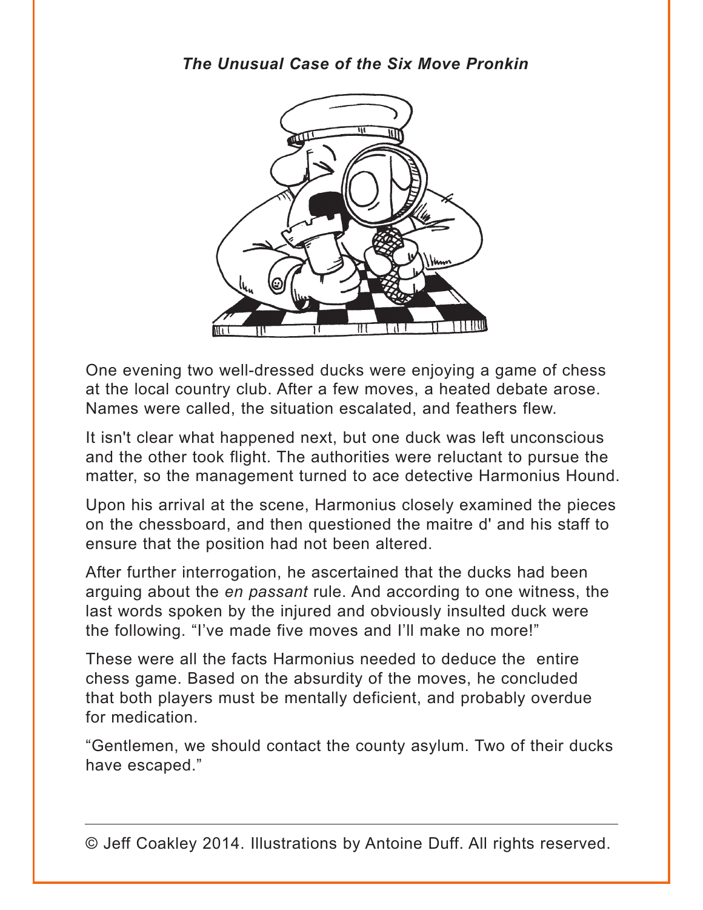***The Unusual Case of the Six Move Pronkin***

One evening two well-dressed ducks were enjoying a game of chess at the local country club. After a few moves, a heated debate arose. Names were called, the situation escalated, and feathers flew.

It isn't clear what happened next, but one duck was left unconscious and the other took flight. The authorities were reluctant to pursue the matter, so the management turned to ace detective Harmonius Hound.

Upon his arrival at the scene, Harmonius closely examined the pieces on the chessboard, and then questioned the maitre d' and his staff to ensure that the position had not been altered.

After further interrogation, he ascertained that the ducks had been arguing about the *en passant* rule. And according to one witness, the last words spoken by the injured and obviously insulted duck were the following. “I’ve made five moves and I’ll make no more!”

These were all the facts Harmonius needed to deduce the entire chess game. Based on the absurdity of the moves, he concluded that both players must be mentally deficient, and probably overdue for medication.

“Gentlemen, we should contact the county asylum. Two of their ducks have escaped.”

---

© Jeff Coakley 2014. Illustrations by Antoine Duff. All rights reserved.